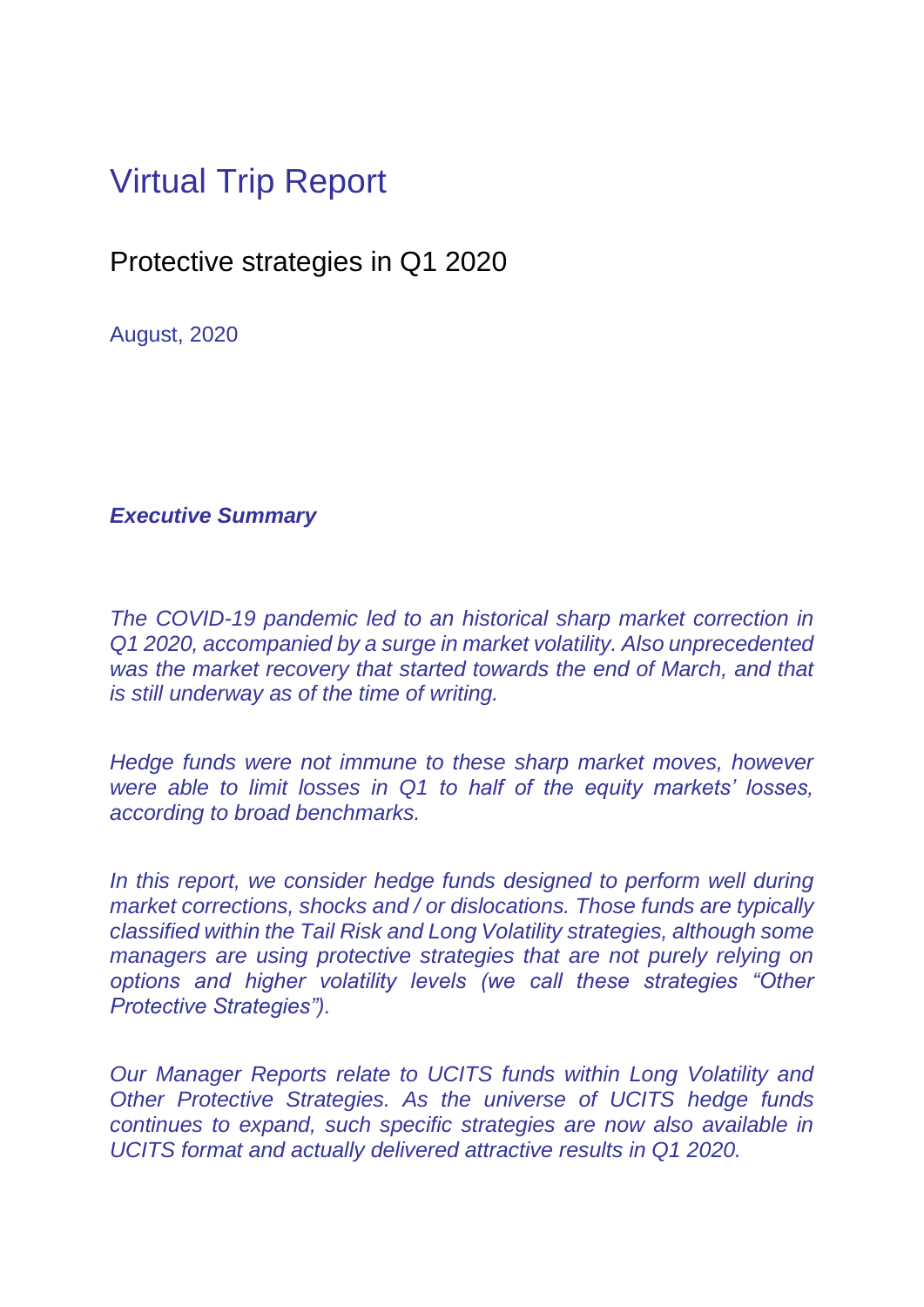# Virtual Trip Report

## Protective strategies in Q1 2020

August, 2020

### *Executive Summary*

*The COVID-19 pandemic led to an historical sharp market correction in Q1 2020, accompanied by a surge in market volatility. Also unprecedented was the market recovery that started towards the end of March, and that is still underway as of the time of writing.*

*Hedge funds were not immune to these sharp market moves, however were able to limit losses in Q1 to half of the equity markets' losses, according to broad benchmarks.*

*In this report, we consider hedge funds designed to perform well during market corrections, shocks and / or dislocations. Those funds are typically classified within the Tail Risk and Long Volatility strategies, although some managers are using protective strategies that are not purely relying on options and higher volatility levels (we call these strategies "Other Protective Strategies").*

*Our Manager Reports relate to UCITS funds within Long Volatility and Other Protective Strategies. As the universe of UCITS hedge funds continues to expand, such specific strategies are now also available in UCITS format and actually delivered attractive results in Q1 2020.*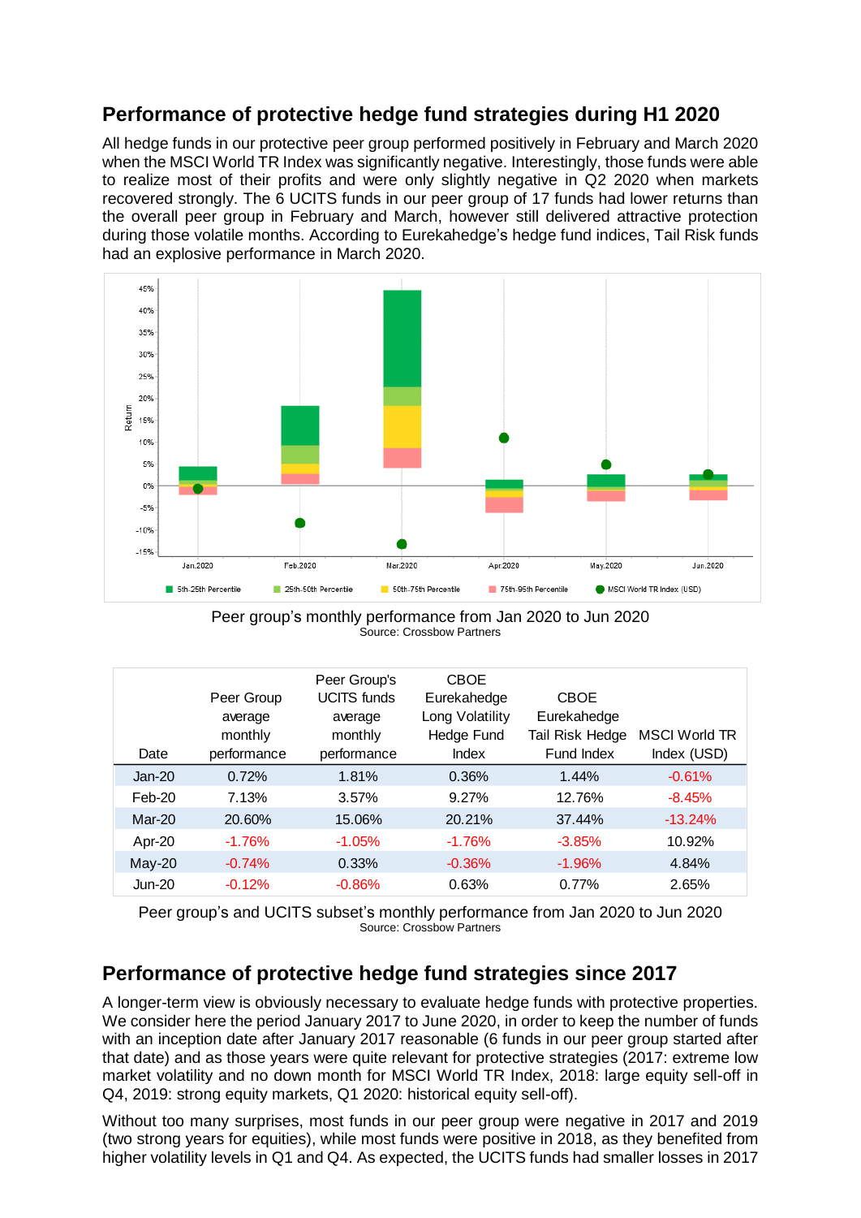## Performance of protective hedge fund strategies during H1 2020

All hedge funds in our protective peer group performed positively in February and March 2020 when the MSCI World TR Index was significantly negative. Interestingly, those funds were able to realize most of their profits and were only slightly negative in Q2 2020 when markets recovered strongly. The 6 UCITS funds in our peer group of 17 funds had lower returns than the overall peer group in February and March, however still delivered attractive protection during those volatile months. According to Eurekahedge's hedge fund indices, Tail Risk funds had an explosive performance in March 2020.

Peer group's monthly performance from Jan 2020 to Jun 2020
Source: Crossbow Partners

| Date | Peer Group average monthly performance | Peer Group's UCITS funds average monthly performance | CBOE Eurekahedge Long Volatility Hedge Fund Index | CBOE Eurekahedge Tail Risk Hedge Fund Index | MSCI World TR Index (USD) |
|---|---|---|---|---|---|
| Jan-20 | 0.72% | 1.81% | 0.36% | 1.44% | -0.61% |
| Feb-20 | 7.13% | 3.57% | 9.27% | 12.76% | -8.45% |
| Mar-20 | 20.60% | 15.06% | 20.21% | 37.44% | -13.24% |
| Apr-20 | -1.76% | -1.05% | -1.76% | -3.85% | 10.92% |
| May-20 | -0.74% | 0.33% | -0.36% | -1.96% | 4.84% |
| Jun-20 | -0.12% | -0.86% | 0.63% | 0.77% | 2.65% |

Peer group's and UCITS subset's monthly performance from Jan 2020 to Jun 2020
Source: Crossbow Partners

## Performance of protective hedge fund strategies since 2017

A longer-term view is obviously necessary to evaluate hedge funds with protective properties. We consider here the period January 2017 to June 2020, in order to keep the number of funds with an inception date after January 2017 reasonable (6 funds in our peer group started after that date) and as those years were quite relevant for protective strategies (2017: extreme low market volatility and no down month for MSCI World TR Index, 2018: large equity sell-off in Q4, 2019: strong equity markets, Q1 2020: historical equity sell-off).

Without too many surprises, most funds in our peer group were negative in 2017 and 2019 (two strong years for equities), while most funds were positive in 2018, as they benefited from higher volatility levels in Q1 and Q4. As expected, the UCITS funds had smaller losses in 2017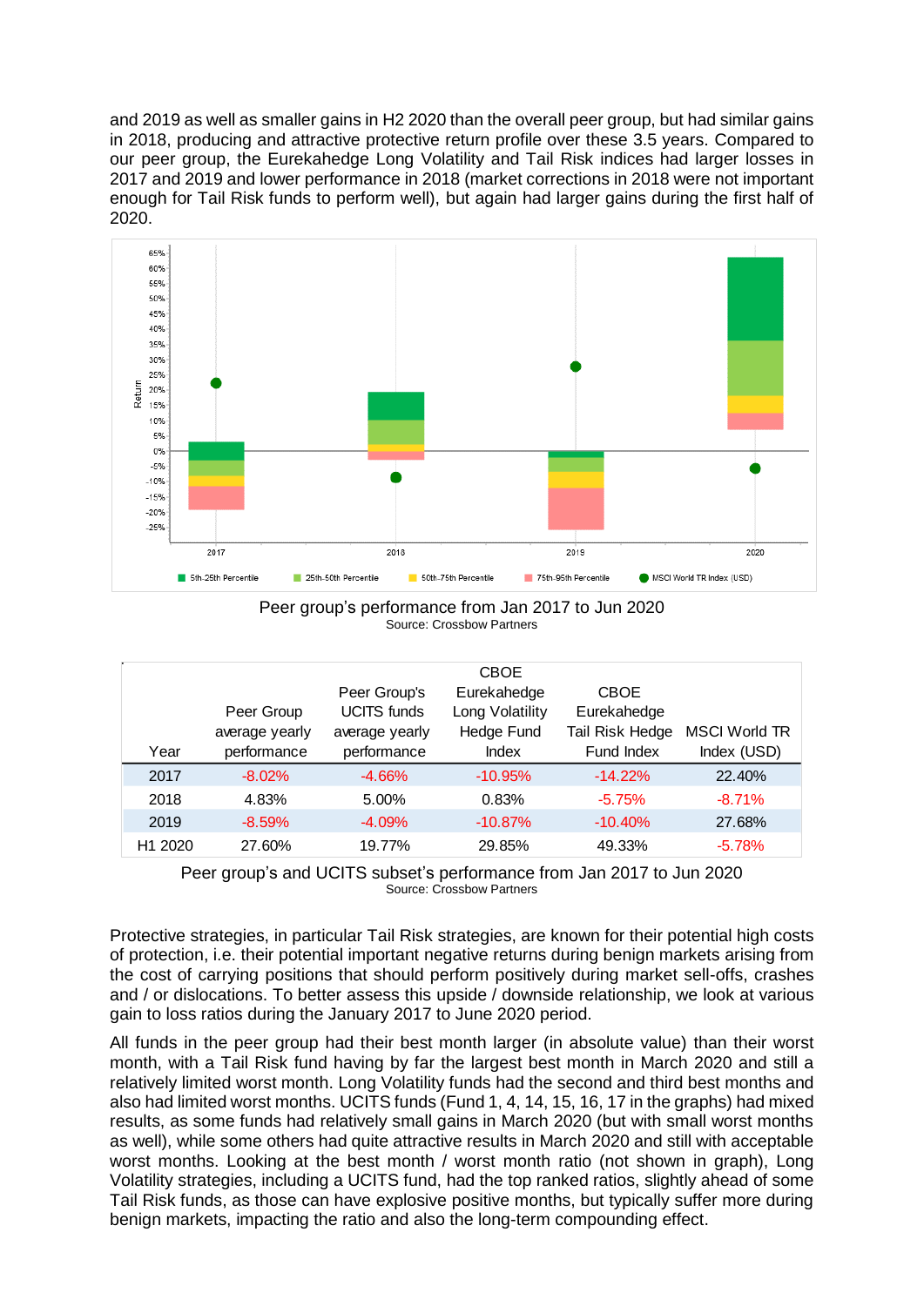and 2019 as well as smaller gains in H2 2020 than the overall peer group, but had similar gains in 2018, producing and attractive protective return profile over these 3.5 years. Compared to our peer group, the Eurekahedge Long Volatility and Tail Risk indices had larger losses in 2017 and 2019 and lower performance in 2018 (market corrections in 2018 were not important enough for Tail Risk funds to perform well), but again had larger gains during the first half of 2020.

Peer group's performance from Jan 2017 to Jun 2020
Source: Crossbow Partners

| Year | Peer Group average yearly performance | Peer Group's UCITS funds average yearly performance | CBOE Eurekahedge Long Volatility Hedge Fund Index | CBOE Eurekahedge Tail Risk Hedge Fund Index | MSCI World TR Index (USD) |
|---|---|---|---|---|---|
| 2017 | -8.02% | -4.66% | -10.95% | -14.22% | 22.40% |
| 2018 | 4.83% | 5.00% | 0.83% | -5.75% | -8.71% |
| 2019 | -8.59% | -4.09% | -10.87% | -10.40% | 27.68% |
| H1 2020 | 27.60% | 19.77% | 29.85% | 49.33% | -5.78% |

Peer group's and UCITS subset's performance from Jan 2017 to Jun 2020
Source: Crossbow Partners

Protective strategies, in particular Tail Risk strategies, are known for their potential high costs of protection, i.e. their potential important negative returns during benign markets arising from the cost of carrying positions that should perform positively during market sell-offs, crashes and / or dislocations. To better assess this upside / downside relationship, we look at various gain to loss ratios during the January 2017 to June 2020 period.

All funds in the peer group had their best month larger (in absolute value) than their worst month, with a Tail Risk fund having by far the largest best month in March 2020 and still a relatively limited worst month. Long Volatility funds had the second and third best months and also had limited worst months. UCITS funds (Fund 1, 4, 14, 15, 16, 17 in the graphs) had mixed results, as some funds had relatively small gains in March 2020 (but with small worst months as well), while some others had quite attractive results in March 2020 and still with acceptable worst months. Looking at the best month / worst month ratio (not shown in graph), Long Volatility strategies, including a UCITS fund, had the top ranked ratios, slightly ahead of some Tail Risk funds, as those can have explosive positive months, but typically suffer more during benign markets, impacting the ratio and also the long-term compounding effect.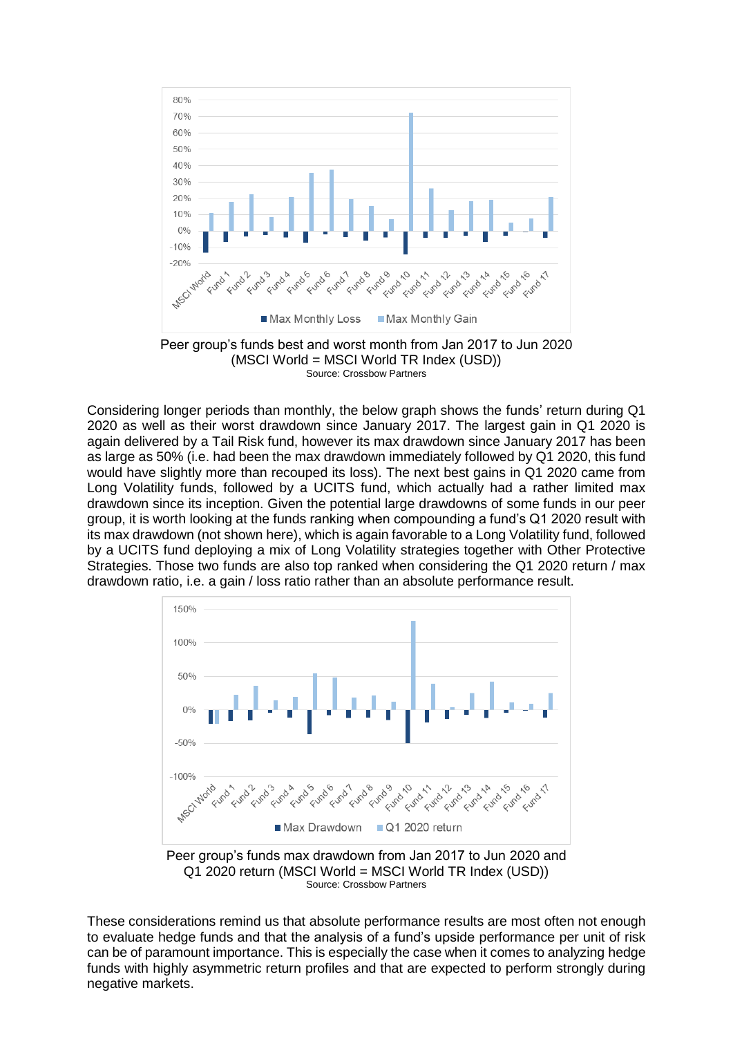80%
70%
60%
50%
40%
30%
20%
10%
0%
-10%
-20%

MSCI World
Fund 1
Fund 2
Fund 3
Fund 4
Fund 5
Fund 6
Fund 7
Fund 8
Fund 9
Fund 10
Fund 11
Fund 12
Fund 13
Fund 14
Fund 15
Fund 16
Fund 17

Max Monthly Loss
Max Monthly Gain

Peer group's funds best and worst month from Jan 2017 to Jun 2020
(MSCI World = MSCI World TR Index (USD))
Source: Crossbow Partners

Considering longer periods than monthly, the below graph shows the funds' return during Q1 2020 as well as their worst drawdown since January 2017. The largest gain in Q1 2020 is again delivered by a Tail Risk fund, however its max drawdown since January 2017 has been as large as 50% (i.e. had been the max drawdown immediately followed by Q1 2020, this fund would have slightly more than recouped its loss). The next best gains in Q1 2020 came from Long Volatility funds, followed by a UCITS fund, which actually had a rather limited max drawdown since its inception. Given the potential large drawdowns of some funds in our peer group, it is worth looking at the funds ranking when compounding a fund's Q1 2020 result with its max drawdown (not shown here), which is again favorable to a Long Volatility fund, followed by a UCITS fund deploying a mix of Long Volatility strategies together with Other Protective Strategies. Those two funds are also top ranked when considering the Q1 2020 return / max drawdown ratio, i.e. a gain / loss ratio rather than an absolute performance result.

150%
100%
50%
0%
-50%
-100%

MSCI World
Fund 1
Fund 2
Fund 3
Fund 4
Fund 5
Fund 6
Fund 7
Fund 8
Fund 9
Fund 10
Fund 11
Fund 12
Fund 13
Fund 14
Fund 15
Fund 16
Fund 17

Max Drawdown
Q1 2020 return

Peer group's funds max drawdown from Jan 2017 to Jun 2020 and
Q1 2020 return (MSCI World = MSCI World TR Index (USD))
Source: Crossbow Partners

These considerations remind us that absolute performance results are most often not enough to evaluate hedge funds and that the analysis of a fund's upside performance per unit of risk can be of paramount importance. This is especially the case when it comes to analyzing hedge funds with highly asymmetric return profiles and that are expected to perform strongly during negative markets.